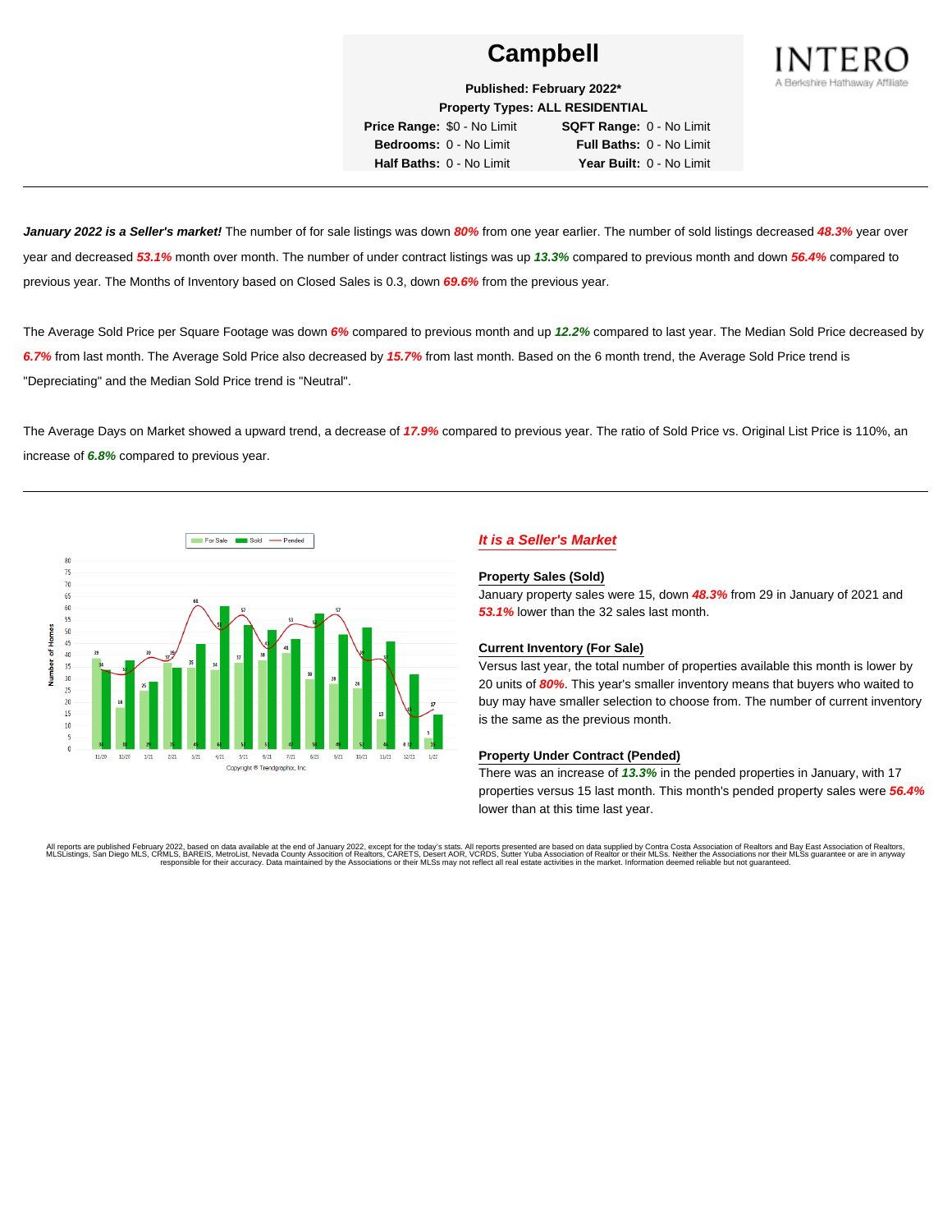# Campbell

INTERO
A Berkshire Hathaway Affiliate

**Published: February 2022***

**Property Types: ALL RESIDENTIAL**

**Price Range:** $0 - No Limit **SQFT Range:** 0 - No Limit
**Bedrooms:** 0 - No Limit **Full Baths:** 0 - No Limit
**Half Baths:** 0 - No Limit **Year Built:** 0 - No Limit

***January 2022 is a Seller's market!*** The number of for sale listings was down ***80%*** from one year earlier. The number of sold listings decreased ***48.3%*** year over year and decreased ***53.1%*** month over month. The number of under contract listings was up ***13.3%*** compared to previous month and down ***56.4%*** compared to previous year. The Months of Inventory based on Closed Sales is 0.3, down ***69.6%*** from the previous year.

The Average Sold Price per Square Footage was down ***6%*** compared to previous month and up ***12.2%*** compared to last year. The Median Sold Price decreased by ***6.7%*** from last month. The Average Sold Price also decreased by ***15.7%*** from last month. Based on the 6 month trend, the Average Sold Price trend is "Depreciating" and the Median Sold Price trend is "Neutral".

The Average Days on Market showed a upward trend, a decrease of ***17.9%*** compared to previous year. The ratio of Sold Price vs. Original List Price is 110%, an increase of ***6.8%*** compared to previous year.

For Sale Sold Pended

Number of Homes

11/20 12/20 1/21 2/21 3/21 4/21 5/21 6/21 7/21 8/21 9/21 10/21 11/21 12/21 1/22

Copyright © Trendgraphix, Inc.

## *It is a Seller's Market*

### Property Sales (Sold)

January property sales were 15, down ***48.3%*** from 29 in January of 2021 and ***53.1%*** lower than the 32 sales last month.

### Current Inventory (For Sale)

Versus last year, the total number of properties available this month is lower by 20 units of ***80%***. This year's smaller inventory means that buyers who waited to buy may have smaller selection to choose from. The number of current inventory is the same as the previous month.

### Property Under Contract (Pended)

There was an increase of ***13.3%*** in the pended properties in January, with 17 properties versus 15 last month. This month's pended property sales were ***56.4%*** lower than at this time last year.

All reports are published February 2022, based on data available at the end of January 2022, except for the today's stats. All reports presented are based on data supplied by Contra Costa Association of Realtors and Bay East Association of Realtors, MLSListings, San Diego MLS, CRMLS, BAREIS, MetroList, Nevada County Association of Realtors, CARETS, Desert AOR, VCRDS, Sutter Yuba Association of Realtor or their MLSs. Neither the Associations nor their MLSs guarantee or are in anyway responsible for their accuracy. Data maintained by the Associations or their MLSs may not reflect all real estate activities in the market. Information deemed reliable but not guaranteed.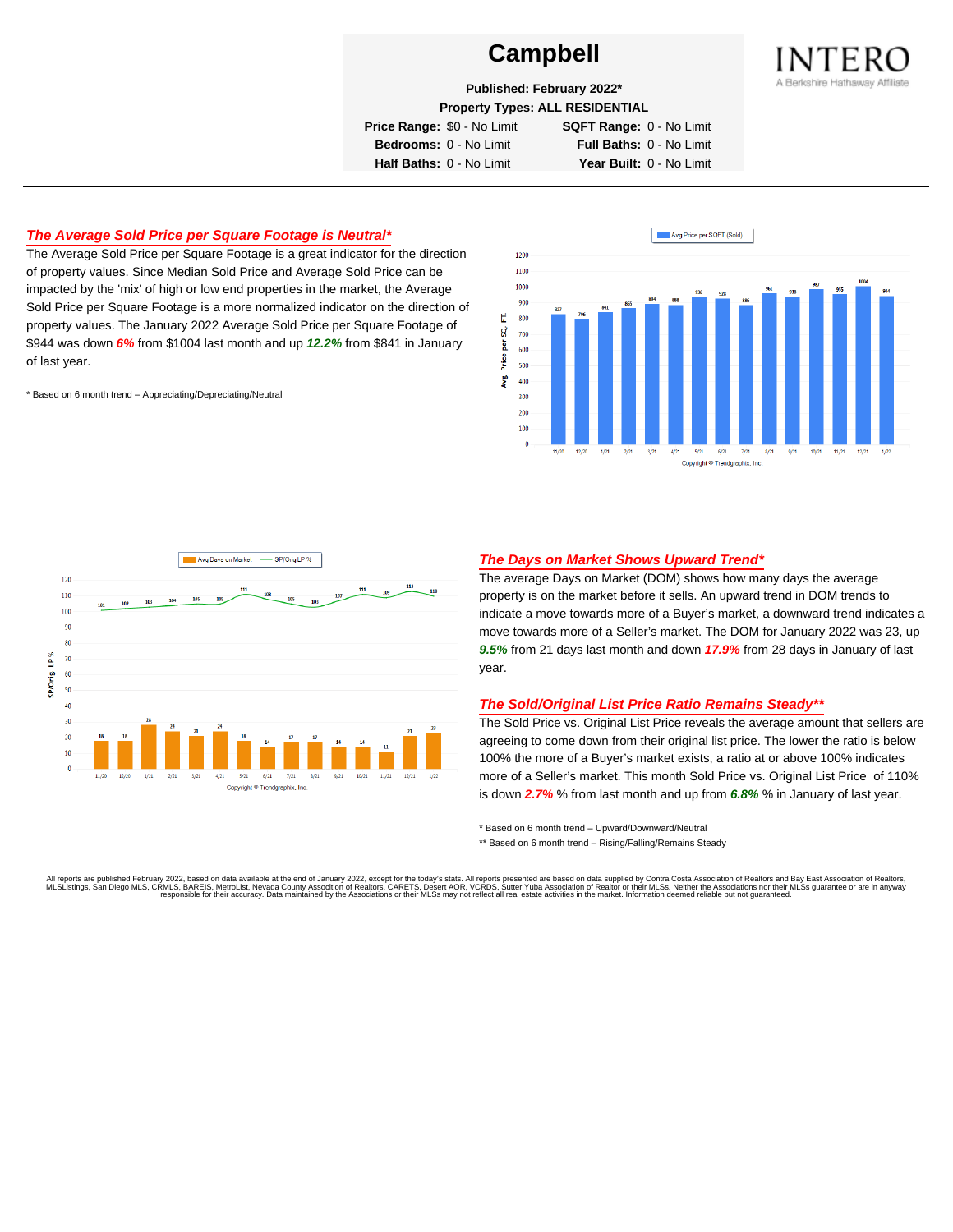# Campbell

**Published: February 2022***

**Property Types: ALL RESIDENTIAL**

| | | | |
|---|---|---|---|
| **Price Range:** | $0 - No Limit | **SQFT Range:** | 0 - No Limit |
| **Bedrooms:** | 0 - No Limit | **Full Baths:** | 0 - No Limit |
| **Half Baths:** | 0 - No Limit | **Year Built:** | 0 - No Limit |

INTERO
A Berkshire Hathaway Affiliate

## *The Average Sold Price per Square Footage is Neutral**

The Average Sold Price per Square Footage is a great indicator for the direction of property values. Since Median Sold Price and Average Sold Price can be impacted by the 'mix' of high or low end properties in the market, the Average Sold Price per Square Footage is a more normalized indicator on the direction of property values. The January 2022 Average Sold Price per Square Footage of $944 was down ***6%*** from $1004 last month and up ***12.2%*** from $841 in January of last year.

* Based on 6 month trend – Appreciating/Depreciating/Neutral

Avg Price per SQFT (Sold)

| Month | 11/20 | 12/20 | 1/21 | 2/21 | 3/21 | 4/21 | 5/21 | 6/21 | 7/21 | 8/21 | 9/21 | 10/21 | 11/21 | 12/21 | 1/22 |
|---|---|---|---|---|---|---|---|---|---|---|---|---|---|---|---|
| Avg. Price per SQ. FT. | 827 | 796 | 841 | 865 | 894 | 888 | 936 | 928 | 886 | 961 | 938 | 987 | 955 | 1004 | 944 |

Copyright ® Trendgraphix, Inc.

| Month | 11/20 | 12/20 | 1/21 | 2/21 | 3/21 | 4/21 | 5/21 | 6/21 | 7/21 | 8/21 | 9/21 | 10/21 | 11/21 | 12/21 | 1/22 |
|---|---|---|---|---|---|---|---|---|---|---|---|---|---|---|---|
| Avg Days on Market | 18 | 18 | 28 | 24 | 21 | 24 | 18 | 14 | 17 | 17 | 14 | 14 | 11 | 21 | 23 |
| SP/Orig LP % | 101 | 102 | 103 | 104 | 105 | 105 | 111 | 108 | 105 | 100 | 107 | 111 | 109 | 113 | 110 |

Copyright ® Trendgraphix, Inc.

## *The Days on Market Shows Upward Trend**

The average Days on Market (DOM) shows how many days the average property is on the market before it sells. An upward trend in DOM trends to indicate a move towards more of a Buyer's market, a downward trend indicates a move towards more of a Seller's market. The DOM for January 2022 was 23, up ***9.5%*** from 21 days last month and down ***17.9%*** from 28 days in January of last year.

## *The Sold/Original List Price Ratio Remains Steady***

The Sold Price vs. Original List Price reveals the average amount that sellers are agreeing to come down from their original list price. The lower the ratio is below 100% the more of a Buyer's market exists, a ratio at or above 100% indicates more of a Seller's market. This month Sold Price vs. Original List Price of 110% is down ***2.7%*** % from last month and up from ***6.8%*** % in January of last year.

* Based on 6 month trend – Upward/Downward/Neutral

** Based on 6 month trend – Rising/Falling/Remains Steady

All reports are published February 2022, based on data available at the end of January 2022, except for the today's stats. All reports presented are based on data supplied by Contra Costa Association of Realtors and Bay East Association of Realtors, MLSListings, San Diego MLS, CRMLS, BAREIS, MetroList, Nevada County Association of Realtors, CARETS, Desert AOR, VCRDS, Sutter Yuba Association of Realtor or their MLSs. Neither the Associations nor their MLSs guarantee or are in anyway responsible for their accuracy. Data maintained by the Associations or their MLSs may not reflect all real estate activities in the market. Information deemed reliable but not guaranteed.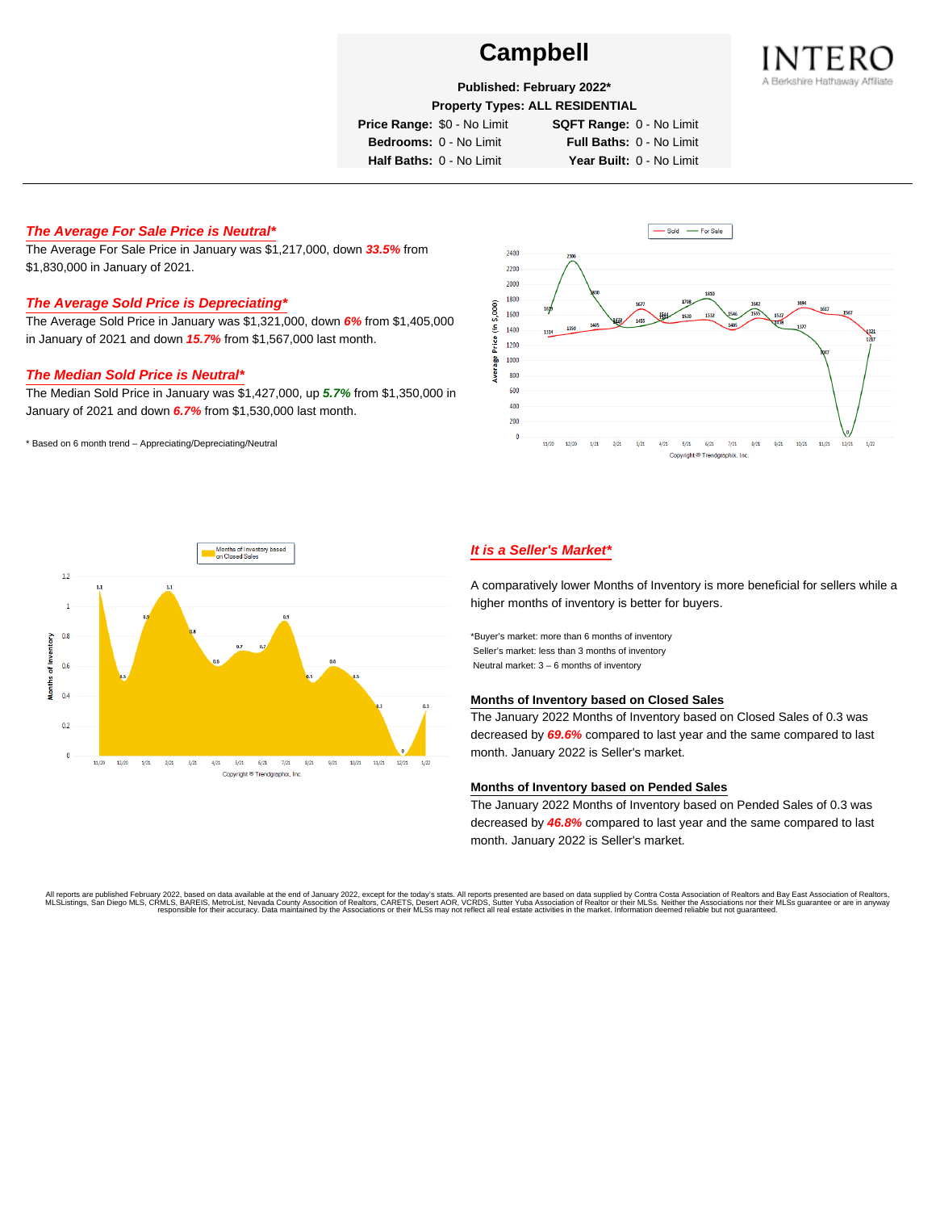# Campbell

**Published: February 2022***
**Property Types: ALL RESIDENTIAL**

**Price Range:** $0 - No Limit  **SQFT Range:** 0 - No Limit
**Bedrooms:** 0 - No Limit  **Full Baths:** 0 - No Limit
**Half Baths:** 0 - No Limit  **Year Built:** 0 - No Limit

INTERO
A Berkshire Hathaway Affiliate

---

### *The Average For Sale Price is Neutral**

The Average For Sale Price in January was $1,217,000, down ***33.5%*** from $1,830,000 in January of 2021.

### *The Average Sold Price is Depreciating**

The Average Sold Price in January was $1,321,000, down ***6%*** from $1,405,000 in January of 2021 and down ***15.7%*** from $1,567,000 last month.

### *The Median Sold Price is Neutral**

The Median Sold Price in January was $1,427,000, up ***5.7%*** from $1,350,000 in January of 2021 and down ***6.7%*** from $1,530,000 last month.

* Based on 6 month trend – Appreciating/Depreciating/Neutral

Sold
For Sale
Average Price (in $,000)
2400
2200
2000
1800
1600
1400
1200
1000
800
600
400
200
0
11/20 12/20 1/21 2/21 3/21 4/21 5/21 6/21 7/21 8/21 9/21 10/21 11/21 12/21 1/22
1639 2306 1830 1677 1708 1810 1682 1694 1617 1567 1314 1399 1405 1438 1455 1514 1520 1532 1546 1406 1555 1527 1458 1377 1047 0 1321 1217
Copyright © Trendgraphix, Inc.

Months of Inventory based on Closed Sales
Months of Inventory
1.2
1
0.8
0.6
0.4
0.2
0
11/20 12/20 1/21 2/21 3/21 4/21 5/21 6/21 7/21 8/21 9/21 10/21 11/21 12/21 1/22
1.1 0.5 0.9 1.1 0.8 0.6 0.7 0.7 0.9 0.5 0.6 0.5 0.3 0 0.3
Copyright © Trendgraphix, Inc.

### *It is a Seller's Market**

A comparatively lower Months of Inventory is more beneficial for sellers while a higher months of inventory is better for buyers.

*Buyer's market: more than 6 months of inventory
Seller's market: less than 3 months of inventory
Neutral market: 3 – 6 months of inventory

#### Months of Inventory based on Closed Sales

The January 2022 Months of Inventory based on Closed Sales of 0.3 was decreased by ***69.6%*** compared to last year and the same compared to last month. January 2022 is Seller's market.

#### Months of Inventory based on Pended Sales

The January 2022 Months of Inventory based on Pended Sales of 0.3 was decreased by ***46.8%*** compared to last year and the same compared to last month. January 2022 is Seller's market.

All reports are published February 2022, based on data available at the end of January 2022, except for the today's stats. All reports presented are based on data supplied by Contra Costa Association of Realtors and Bay East Association of Realtors, MLSListings, San Diego MLS, CRMLS, BAREIS, MetroList, Nevada County Association of Realtors, CARETS, Desert AOR, VCRDS, Sutter Yuba Association of Realtor or their MLSs. Neither the Associations nor their MLSs guarantee or are in anyway responsible for their accuracy. Data maintained by the Associations or their MLSs may not reflect all real estate activities in the market. Information deemed reliable but not guaranteed.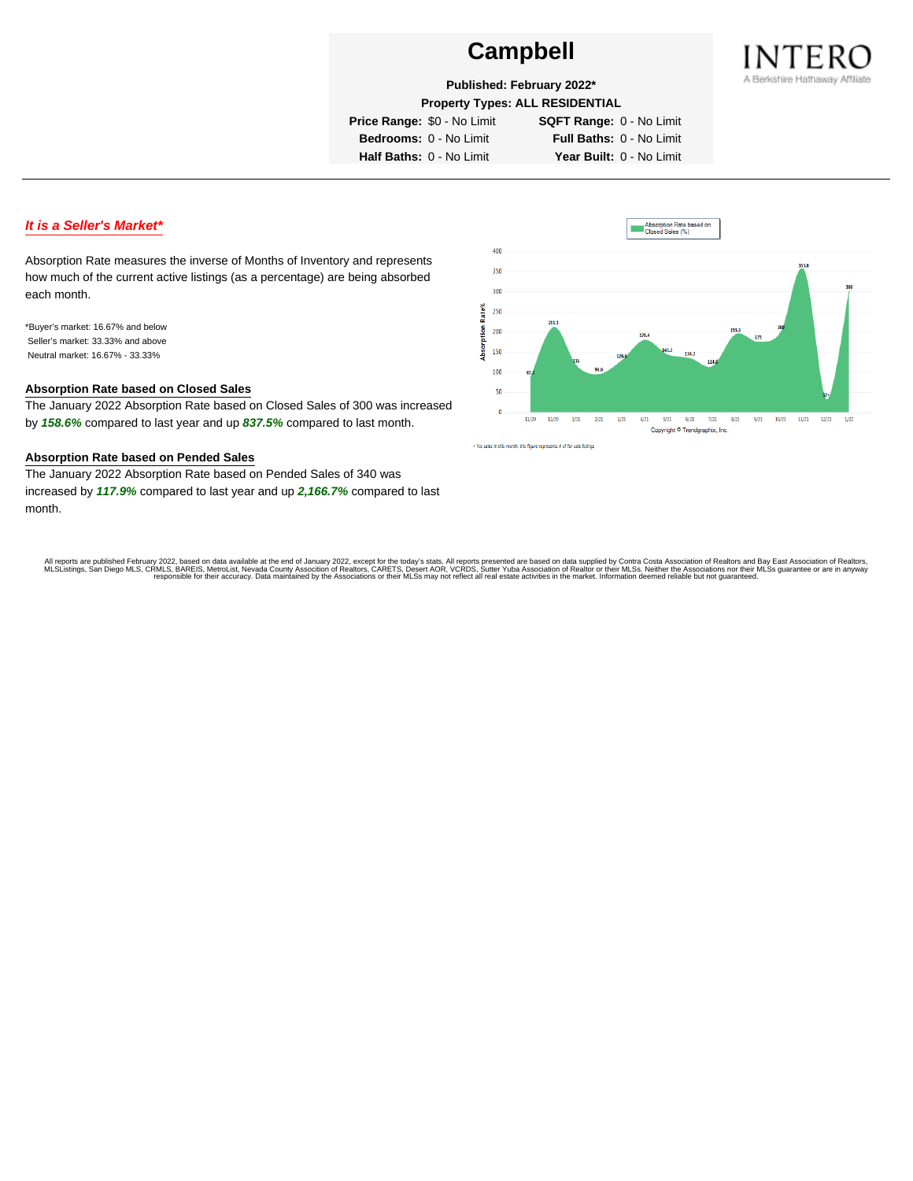# Campbell

**Published: February 2022***

**Property Types: ALL RESIDENTIAL**

**Price Range:** $0 - No Limit **SQFT Range:** 0 - No Limit
**Bedrooms:** 0 - No Limit **Full Baths:** 0 - No Limit
**Half Baths:** 0 - No Limit **Year Built:** 0 - No Limit

INTERO
A Berkshire Hathaway Affiliate

---

## *It is a Seller's Market**

Absorption Rate measures the inverse of Months of Inventory and represents how much of the current active listings (as a percentage) are being absorbed each month.

*Buyer's market: 16.67% and below
Seller's market: 33.33% and above
Neutral market: 16.67% - 33.33%

### Absorption Rate based on Closed Sales

The January 2022 Absorption Rate based on Closed Sales of 300 was increased by ***158.6%*** compared to last year and up ***837.5%*** compared to last month.

### Absorption Rate based on Pended Sales

The January 2022 Absorption Rate based on Pended Sales of 340 was increased by ***117.9%*** compared to last year and up ***2,166.7%*** compared to last month.

Absorption Rate based on Closed Sales (%)

Absorption Rate%

400
350
300
250
200
150
100
50
0

87.2
211.1
116
96.6
128.6
176.4
141.2
134.2
114.6
193.5
175
300
355.8
32
300

11/20 12/20 1/21 2/21 3/21 4/21 5/21 6/21 7/21 8/21 9/21 10/21 11/21 12/21 1/22

Copyright © Trendgraphix, Inc.

* No sales in this month, this figure represents # of for sale listings

All reports are published February 2022, based on data available at the end of January 2022, except for the today's stats. All reports presented are based on data supplied by Contra Costa Association of Realtors and Bay East Association of Realtors, MLSListings, San Diego MLS, CRMLS, BAREIS, MetroList, Nevada County Association of Realtors, CARETS, Desert AOR, VCRDS, Sutter Yuba Association of Realtor or their MLSs. Neither the Associations nor their MLSs guarantee or are in anyway responsible for their accuracy. Data maintained by the Associations or their MLSs may not reflect all real estate activities in the market. Information deemed reliable but not guaranteed.